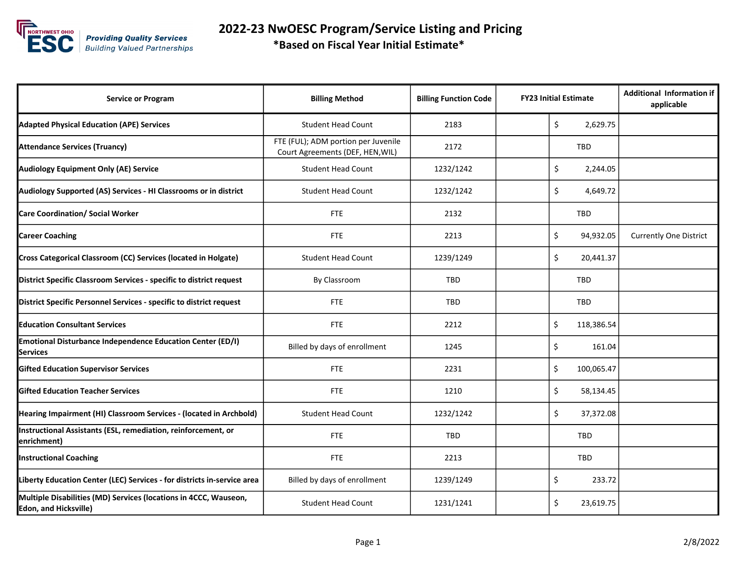# 2022-23 NwOESC Program/Service Listing and Pricing

**\*Based on Fiscal Year Initial Estimate\***

| Service or Program | Billing Method | Billing Function Code | FY23 Initial Estimate | Additional Information if applicable |
|---|---|---|---|---|
| **Adapted Physical Education (APE) Services** | Student Head Count | 2183 | $ 2,629.75 | |
| **Attendance Services (Truancy)** | FTE (FUL); ADM portion per Juvenile Court Agreements (DEF, HEN,WIL) | 2172 | TBD | |
| **Audiology Equipment Only (AE) Service** | Student Head Count | 1232/1242 | $ 2,244.05 | |
| **Audiology Supported (AS) Services - HI Classrooms or in district** | Student Head Count | 1232/1242 | $ 4,649.72 | |
| **Care Coordination/ Social Worker** | FTE | 2132 | TBD | |
| **Career Coaching** | FTE | 2213 | $ 94,932.05 | Currently One District |
| **Cross Categorical Classroom (CC) Services (located in Holgate)** | Student Head Count | 1239/1249 | $ 20,441.37 | |
| **District Specific Classroom Services - specific to district request** | By Classroom | TBD | TBD | |
| **District Specific Personnel Services - specific to district request** | FTE | TBD | TBD | |
| **Education Consultant Services** | FTE | 2212 | $ 118,386.54 | |
| **Emotional Disturbance Independence Education Center (ED/I) Services** | Billed by days of enrollment | 1245 | $ 161.04 | |
| **Gifted Education Supervisor Services** | FTE | 2231 | $ 100,065.47 | |
| **Gifted Education Teacher Services** | FTE | 1210 | $ 58,134.45 | |
| **Hearing Impairment (HI) Classroom Services - (located in Archbold)** | Student Head Count | 1232/1242 | $ 37,372.08 | |
| **Instructional Assistants (ESL, remediation, reinforcement, or enrichment)** | FTE | TBD | TBD | |
| **Instructional Coaching** | FTE | 2213 | TBD | |
| **Liberty Education Center (LEC) Services - for districts in-service area** | Billed by days of enrollment | 1239/1249 | $ 233.72 | |
| **Multiple Disabilities (MD) Services (locations in 4CCC, Wauseon, Edon, and Hicksville)** | Student Head Count | 1231/1241 | $ 23,619.75 | |

2/8/2022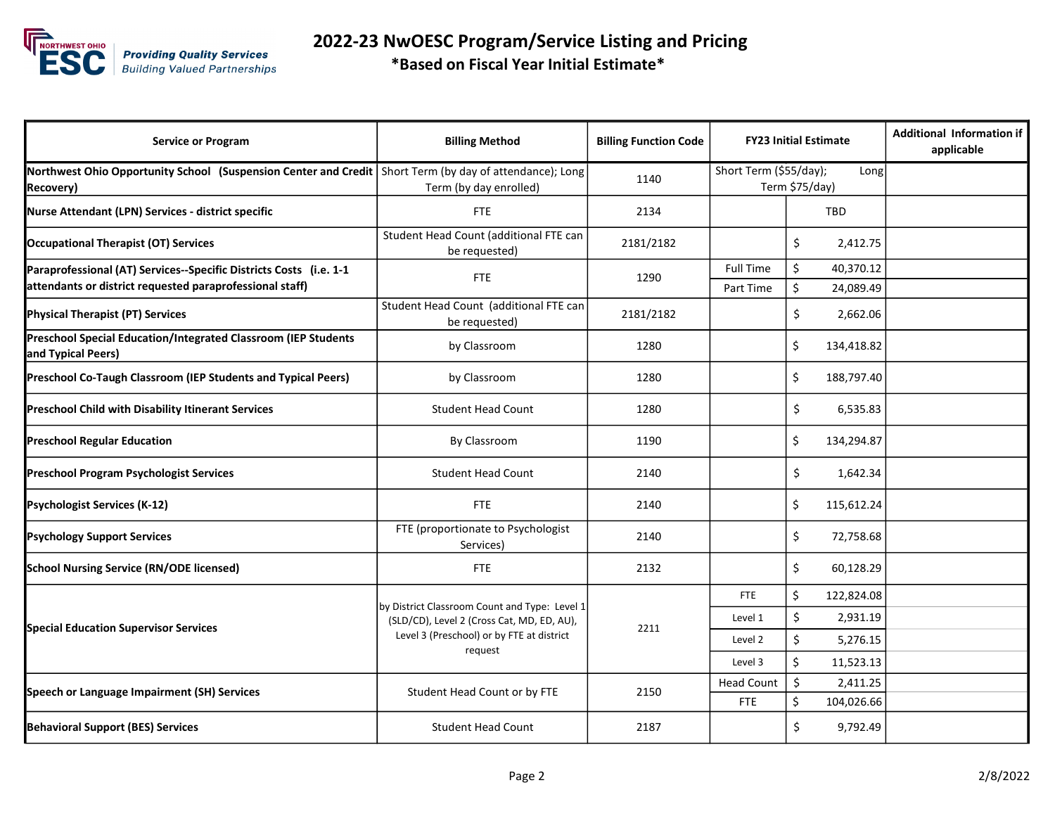# 2022-23 NwOESC Program/Service Listing and Pricing

**\*Based on Fiscal Year Initial Estimate\***

| Service or Program | Billing Method | Billing Function Code | FY23 Initial Estimate | | Additional Information if applicable |
|---|---|---|---|---|---|
| **Northwest Ohio Opportunity School (Suspension Center and Credit Recovery)** | Short Term (by day of attendance); Long Term (by day enrolled) | 1140 | Short Term ($55/day); Long Term $75/day) | | |
| **Nurse Attendant (LPN) Services - district specific** | FTE | 2134 | | TBD | |
| **Occupational Therapist (OT) Services** | Student Head Count (additional FTE can be requested) | 2181/2182 | | $ 2,412.75 | |
| **Paraprofessional (AT) Services--Specific Districts Costs (i.e. 1-1 attendants or district requested paraprofessional staff)** | FTE | 1290 | Full Time | $ 40,370.12 | |
| | | | Part Time | $ 24,089.49 | |
| **Physical Therapist (PT) Services** | Student Head Count (additional FTE can be requested) | 2181/2182 | | $ 2,662.06 | |
| **Preschool Special Education/Integrated Classroom (IEP Students and Typical Peers)** | by Classroom | 1280 | | $ 134,418.82 | |
| **Preschool Co-Taugh Classroom (IEP Students and Typical Peers)** | by Classroom | 1280 | | $ 188,797.40 | |
| **Preschool Child with Disability Itinerant Services** | Student Head Count | 1280 | | $ 6,535.83 | |
| **Preschool Regular Education** | By Classroom | 1190 | | $ 134,294.87 | |
| **Preschool Program Psychologist Services** | Student Head Count | 2140 | | $ 1,642.34 | |
| **Psychologist Services (K-12)** | FTE | 2140 | | $ 115,612.24 | |
| **Psychology Support Services** | FTE (proportionate to Psychologist Services) | 2140 | | $ 72,758.68 | |
| **School Nursing Service (RN/ODE licensed)** | FTE | 2132 | | $ 60,128.29 | |
| **Special Education Supervisor Services** | by District Classroom Count and Type: Level 1 (SLD/CD), Level 2 (Cross Cat, MD, ED, AU), Level 3 (Preschool) or by FTE at district request | 2211 | FTE | $ 122,824.08 | |
| | | | Level 1 | $ 2,931.19 | |
| | | | Level 2 | $ 5,276.15 | |
| | | | Level 3 | $ 11,523.13 | |
| **Speech or Language Impairment (SH) Services** | Student Head Count or by FTE | 2150 | Head Count | $ 2,411.25 | |
| | | | FTE | $ 104,026.66 | |
| **Behavioral Support (BES) Services** | Student Head Count | 2187 | | $ 9,792.49 | |

2/8/2022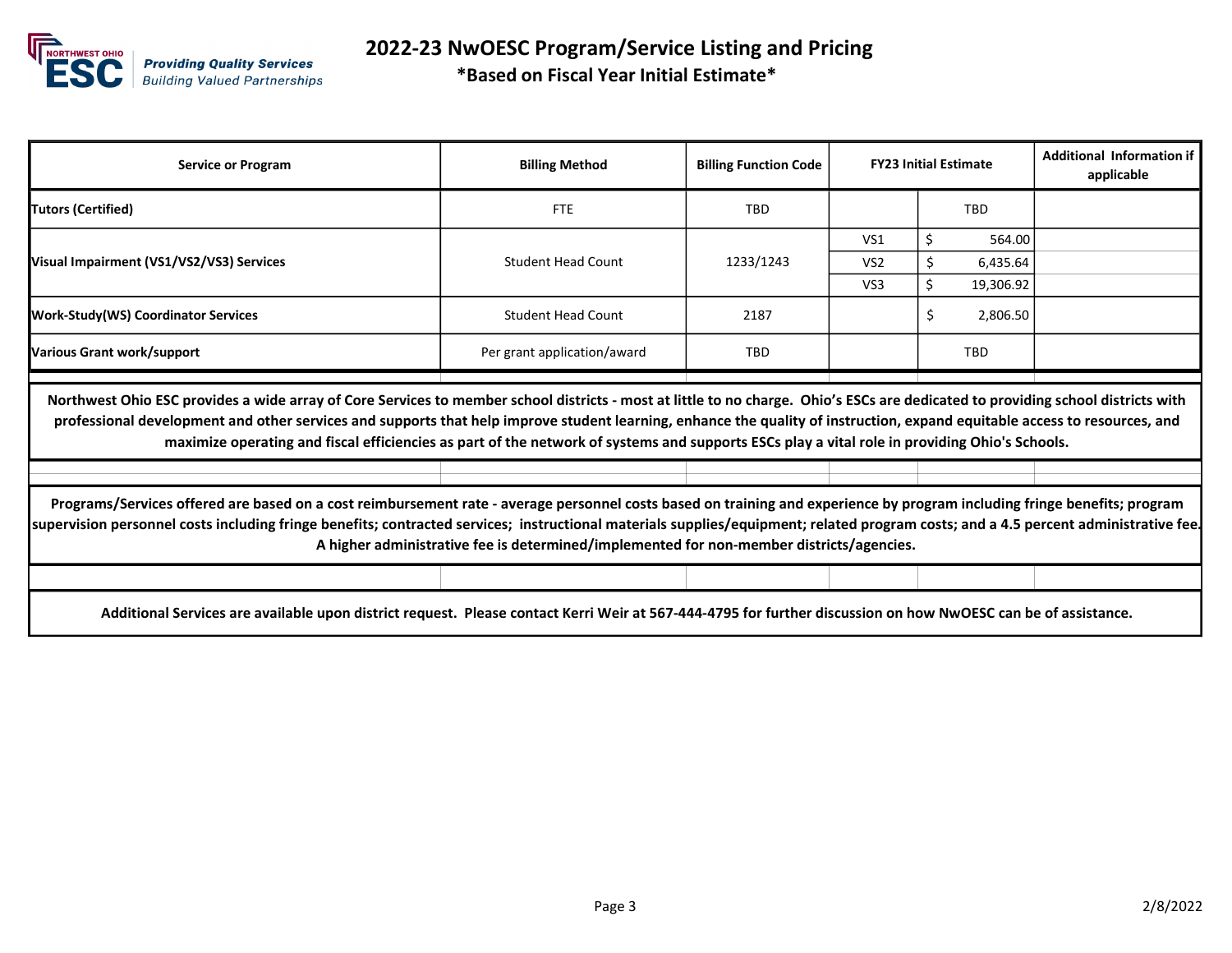# 2022-23 NwOESC Program/Service Listing and Pricing

**\*Based on Fiscal Year Initial Estimate\***

| Service or Program | Billing Method | Billing Function Code | FY23 Initial Estimate | | Additional Information if applicable |
|---|---|---|---|---|---|
| **Tutors (Certified)** | FTE | TBD | | TBD | |
| **Visual Impairment (VS1/VS2/VS3) Services** | Student Head Count | 1233/1243 | VS1 | $ 564.00 | |
| | | | VS2 | $ 6,435.64 | |
| | | | VS3 | $ 19,306.92 | |
| **Work-Study(WS) Coordinator Services** | Student Head Count | 2187 | | $ 2,806.50 | |
| **Various Grant work/support** | Per grant application/award | TBD | | TBD | |

**Northwest Ohio ESC provides a wide array of Core Services to member school districts - most at little to no charge. Ohio's ESCs are dedicated to providing school districts with professional development and other services and supports that help improve student learning, enhance the quality of instruction, expand equitable access to resources, and maximize operating and fiscal efficiencies as part of the network of systems and supports ESCs play a vital role in providing Ohio's Schools.**

**Programs/Services offered are based on a cost reimbursement rate - average personnel costs based on training and experience by program including fringe benefits; program supervision personnel costs including fringe benefits; contracted services; instructional materials supplies/equipment; related program costs; and a 4.5 percent administrative fee. A higher administrative fee is determined/implemented for non-member districts/agencies.**

**Additional Services are available upon district request. Please contact Kerri Weir at 567-444-4795 for further discussion on how NwOESC can be of assistance.**